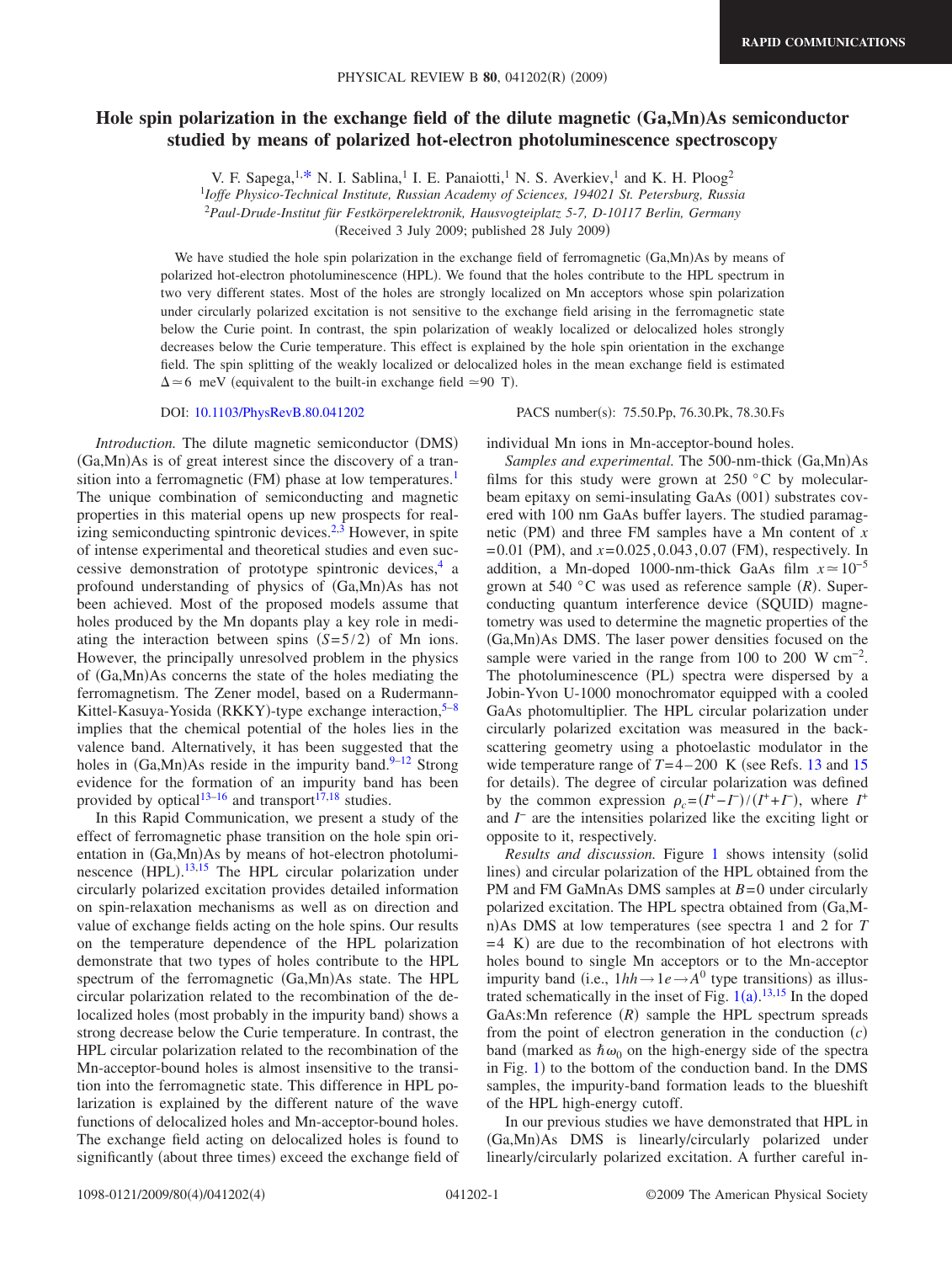# Hole spin polarization in the exchange field of the dilute magnetic (Ga,Mn)As semiconductor studied by means of polarized hot-electron photoluminescence spectroscopy

V. F. Sapega,[1,*] N. I. Sablina,[1] I. E. Panaiotti,[1] N. S. Averkiev,[1] and K. H. Ploog[2]

[1]*Ioffe Physico-Technical Institute, Russian Academy of Sciences, 194021 St. Petersburg, Russia*

[2]*Paul-Drude-Institut für Festkörperelektronik, Hausvogteiplatz 5-7, D-10117 Berlin, Germany*

(Received 3 July 2009; published 28 July 2009)

We have studied the hole spin polarization in the exchange field of ferromagnetic (Ga,Mn)As by means of polarized hot-electron photoluminescence (HPL). We found that the holes contribute to the HPL spectrum in two very different states. Most of the holes are strongly localized on Mn acceptors whose spin polarization under circularly polarized excitation is not sensitive to the exchange field arising in the ferromagnetic state below the Curie point. In contrast, the spin polarization of weakly localized or delocalized holes strongly decreases below the Curie temperature. This effect is explained by the hole spin orientation in the exchange field. The spin splitting of the weakly localized or delocalized holes in the mean exchange field is estimated $\Delta \simeq 6$ meV (equivalent to the built-in exchange field $\simeq 90$ T).

DOI: 10.1103/PhysRevB.80.041202 PACS number(s): 75.50.Pp, 76.30.Pk, 78.30.Fs

*Introduction.* The dilute magnetic semiconductor (DMS) (Ga,Mn)As is of great interest since the discovery of a transition into a ferromagnetic (FM) phase at low temperatures.[1] The unique combination of semiconducting and magnetic properties in this material opens up new prospects for realizing semiconducting spintronic devices.[2,3] However, in spite of intense experimental and theoretical studies and even successive demonstration of prototype spintronic devices,[4] a profound understanding of physics of (Ga,Mn)As has not been achieved. Most of the proposed models assume that holes produced by the Mn dopants play a key role in mediating the interaction between spins $(S=5/2)$ of Mn ions. However, the principally unresolved problem in the physics of (Ga,Mn)As concerns the state of the holes mediating the ferromagnetism. The Zener model, based on a Rudermann-Kittel-Kasuya-Yosida (RKKY)-type exchange interaction,[5–8] implies that the chemical potential of the holes lies in the valence band. Alternatively, it has been suggested that the holes in (Ga,Mn)As reside in the impurity band.[9–12] Strong evidence for the formation of an impurity band has been provided by optical[13–16] and transport[17,18] studies.

In this Rapid Communication, we present a study of the effect of ferromagnetic phase transition on the hole spin orientation in (Ga,Mn)As by means of hot-electron photoluminescence (HPL).[13,15] The HPL circular polarization under circularly polarized excitation provides detailed information on spin-relaxation mechanisms as well as on direction and value of exchange fields acting on the hole spins. Our results on the temperature dependence of the HPL polarization demonstrate that two types of holes contribute to the HPL spectrum of the ferromagnetic (Ga,Mn)As state. The HPL circular polarization related to the recombination of the delocalized holes (most probably in the impurity band) shows a strong decrease below the Curie temperature. In contrast, the HPL circular polarization related to the recombination of the Mn-acceptor-bound holes is almost insensitive to the transition into the ferromagnetic state. This difference in HPL polarization is explained by the different nature of the wave functions of delocalized holes and Mn-acceptor-bound holes. The exchange field acting on delocalized holes is found to significantly (about three times) exceed the exchange field of individual Mn ions in Mn-acceptor-bound holes.

*Samples and experimental.* The 500-nm-thick (Ga,Mn)As films for this study were grown at 250 °C by molecular-beam epitaxy on semi-insulating GaAs (001) substrates covered with 100 nm GaAs buffer layers. The studied paramagnetic (PM) and three FM samples have a Mn content of $x=0.01$ (PM), and $x=0.025, 0.043, 0.07$ (FM), respectively. In addition, a Mn-doped 1000-nm-thick GaAs film $x \simeq 10^{-5}$ grown at 540 °C was used as reference sample ($R$). Superconducting quantum interference device (SQUID) magnetometry was used to determine the magnetic properties of the (Ga,Mn)As DMS. The laser power densities focused on the sample were varied in the range from 100 to 200 W cm$^{-2}$. The photoluminescence (PL) spectra were dispersed by a Jobin-Yvon U-1000 monochromator equipped with a cooled GaAs photomultiplier. The HPL circular polarization under circularly polarized excitation was measured in the backscattering geometry using a photoelastic modulator in the wide temperature range of $T=4-200$ K (see Refs. 13 and 15 for details). The degree of circular polarization was defined by the common expression $\rho_c=(I^+-I^-)/(I^++I^-)$, where $I^+$ and $I^-$ are the intensities polarized like the exciting light or opposite to it, respectively.

*Results and discussion.* Figure 1 shows intensity (solid lines) and circular polarization of the HPL obtained from the PM and FM GaMnAs DMS samples at $B=0$ under circularly polarized excitation. The HPL spectra obtained from (Ga,Mn)As DMS at low temperatures (see spectra 1 and 2 for $T=4$ K) are due to the recombination of hot electrons with holes bound to single Mn acceptors or to the Mn-acceptor impurity band (i.e., $1hh \rightarrow 1e \rightarrow A^0$ type transitions) as illustrated schematically in the inset of Fig. 1(a).[13,15] In the doped GaAs:Mn reference ($R$) sample the HPL spectrum spreads from the point of electron generation in the conduction ($c$) band (marked as $\hbar\omega_0$ on the high-energy side of the spectra in Fig. 1) to the bottom of the conduction band. In the DMS samples, the impurity-band formation leads to the blueshift of the HPL high-energy cutoff.

In our previous studies we have demonstrated that HPL in (Ga,Mn)As DMS is linearly/circularly polarized under linearly/circularly polarized excitation. A further careful in-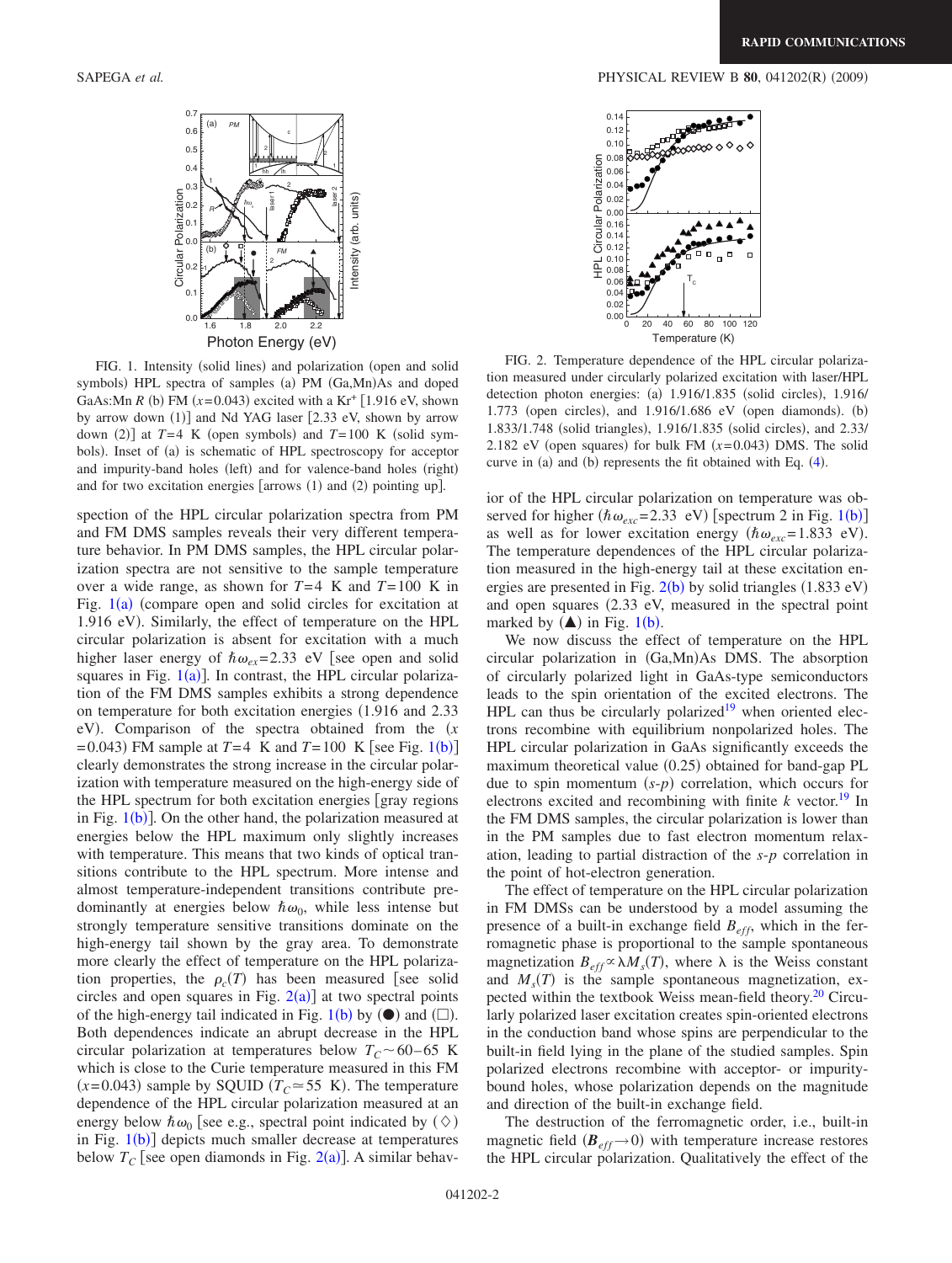FIG. 1. Intensity (solid lines) and polarization (open and solid symbols) HPL spectra of samples (a) PM (Ga,Mn)As and doped GaAs:Mn *R* (b) FM ($x$=0.043) excited with a $Kr^+$ [1.916 eV, shown by arrow down (1)] and Nd YAG laser [2.33 eV, shown by arrow down (2)] at $T$=4 K (open symbols) and $T$=100 K (solid symbols). Inset of (a) is schematic of HPL spectroscopy for acceptor and impurity-band holes (left) and for valence-band holes (right) and for two excitation energies [arrows (1) and (2) pointing up].

FIG. 2. Temperature dependence of the HPL circular polarization measured under circularly polarized excitation with laser/HPL detection photon energies: (a) 1.916/1.835 (solid circles), 1.916/1.773 (open circles), and 1.916/1.686 eV (open diamonds). (b) 1.833/1.748 (solid triangles), 1.916/1.835 (solid circles), and 2.33/2.182 eV (open squares) for bulk FM ($x$=0.043) DMS. The solid curve in (a) and (b) represents the fit obtained with Eq. (4).

spection of the HPL circular polarization spectra from PM and FM DMS samples reveals their very different temperature behavior. In PM DMS samples, the HPL circular polarization spectra are not sensitive to the sample temperature over a wide range, as shown for $T$=4 K and $T$=100 K in Fig. 1(a) (compare open and solid circles for excitation at 1.916 eV). Similarly, the effect of temperature on the HPL circular polarization is absent for excitation with a much higher laser energy of $\hbar\omega_{ex}$=2.33 eV [see open and solid squares in Fig. 1(a)]. In contrast, the HPL circular polarization of the FM DMS samples exhibits a strong dependence on temperature for both excitation energies (1.916 and 2.33 eV). Comparison of the spectra obtained from the ($x$=0.043) FM sample at $T$=4 K and $T$=100 K [see Fig. 1(b)] clearly demonstrates the strong increase in the circular polarization with temperature measured on the high-energy side of the HPL spectrum for both excitation energies [gray regions in Fig. 1(b)]. On the other hand, the polarization measured at energies below the HPL maximum only slightly increases with temperature. This means that two kinds of optical transitions contribute to the HPL spectrum. More intense and almost temperature-independent transitions contribute predominantly at energies below $\hbar\omega_0$, while less intense but strongly temperature sensitive transitions dominate on the high-energy tail shown by the gray area. To demonstrate more clearly the effect of temperature on the HPL polarization properties, the $\rho_c(T)$ has been measured [see solid circles and open squares in Fig. 2(a)] at two spectral points of the high-energy tail indicated in Fig. 1(b) by (●) and (□). Both dependences indicate an abrupt decrease in the HPL circular polarization at temperatures below $T_C\sim 60-65$ K which is close to the Curie temperature measured in this FM ($x$=0.043) sample by SQUID ($T_C\simeq 55$ K). The temperature dependence of the HPL circular polarization measured at an energy below $\hbar\omega_0$ [see e.g., spectral point indicated by (◇) in Fig. 1(b)] depicts much smaller decrease at temperatures below $T_C$ [see open diamonds in Fig. 2(a)]. A similar behavior of the HPL circular polarization on temperature was observed for higher ($\hbar\omega_{exc}$=2.33 eV) [spectrum 2 in Fig. 1(b)] as well as for lower excitation energy ($\hbar\omega_{exc}$=1.833 eV). The temperature dependences of the HPL circular polarization measured in the high-energy tail at these excitation energies are presented in Fig. 2(b) by solid triangles (1.833 eV) and open squares (2.33 eV, measured in the spectral point marked by (▲) in Fig. 1(b).

We now discuss the effect of temperature on the HPL circular polarization in (Ga,Mn)As DMS. The absorption of circularly polarized light in GaAs-type semiconductors leads to the spin orientation of the excited electrons. The HPL can thus be circularly polarized[19] when oriented electrons recombine with equilibrium nonpolarized holes. The HPL circular polarization in GaAs significantly exceeds the maximum theoretical value (0.25) obtained for band-gap PL due to spin momentum ($s$-$p$) correlation, which occurs for electrons excited and recombining with finite $k$ vector.[19] In the FM DMS samples, the circular polarization is lower than in the PM samples due to fast electron momentum relaxation, leading to partial distraction of the $s$-$p$ correlation in the point of hot-electron generation.

The effect of temperature on the HPL circular polarization in FM DMSs can be understood by a model assuming the presence of a built-in exchange field $B_{eff}$, which in the ferromagnetic phase is proportional to the sample spontaneous magnetization $B_{eff}\propto\lambda M_s(T)$, where $\lambda$ is the Weiss constant and $M_s(T)$ is the sample spontaneous magnetization, expected within the textbook Weiss mean-field theory.[20] Circularly polarized laser excitation creates spin-oriented electrons in the conduction band whose spins are perpendicular to the built-in field lying in the plane of the studied samples. Spin polarized electrons recombine with acceptor- or impurity-bound holes, whose polarization depends on the magnitude and direction of the built-in exchange field.

The destruction of the ferromagnetic order, i.e., built-in magnetic field ($\boldsymbol{B}_{eff}\rightarrow 0$) with temperature increase restores the HPL circular polarization. Qualitatively the effect of the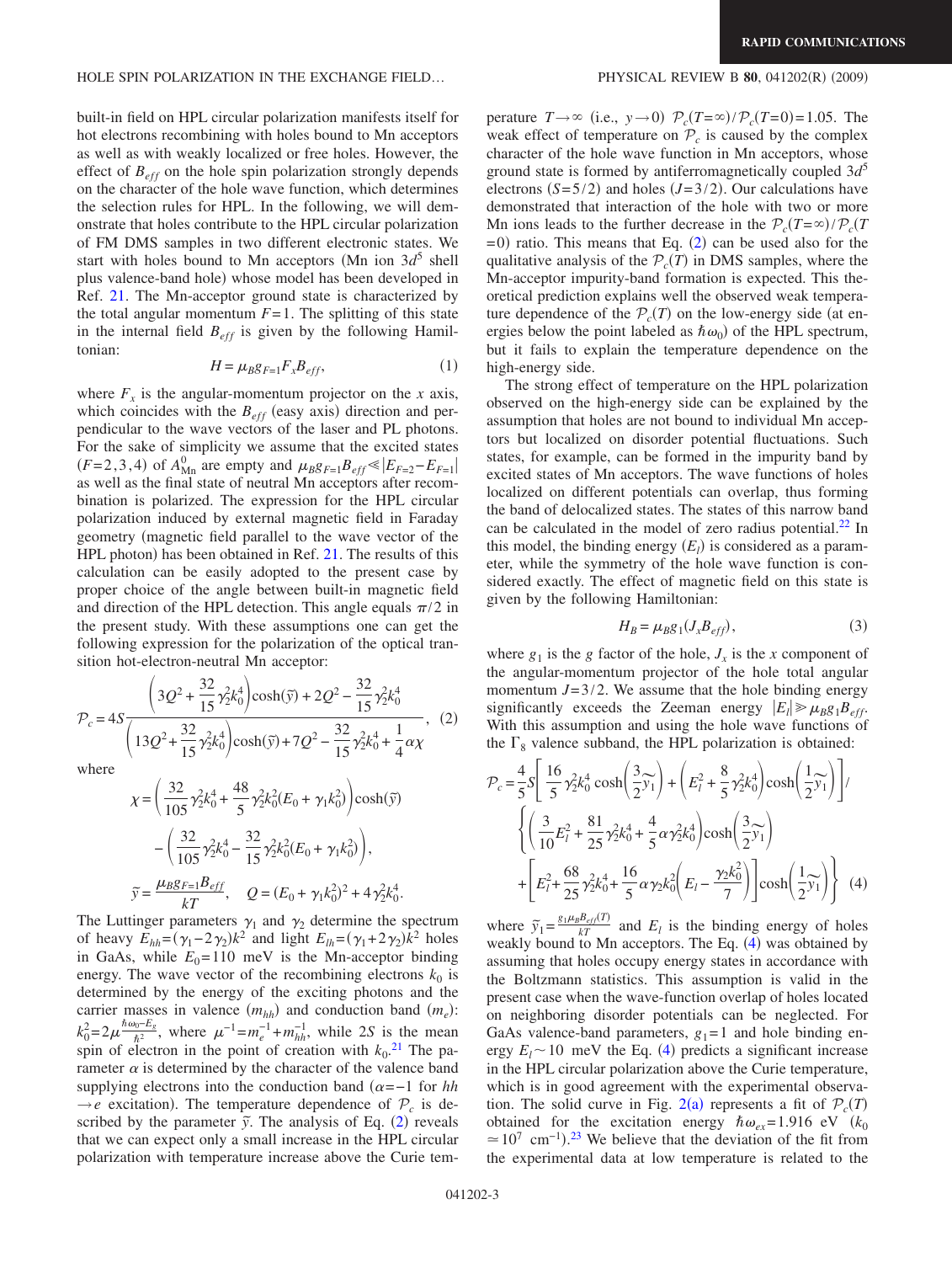built-in field on HPL circular polarization manifests itself for hot electrons recombining with holes bound to Mn acceptors as well as with weakly localized or free holes. However, the effect of $B_{eff}$ on the hole spin polarization strongly depends on the character of the hole wave function, which determines the selection rules for HPL. In the following, we will demonstrate that holes contribute to the HPL circular polarization of FM DMS samples in two different electronic states. We start with holes bound to Mn acceptors (Mn ion $3d^5$ shell plus valence-band hole) whose model has been developed in Ref. 21. The Mn-acceptor ground state is characterized by the total angular momentum $F=1$. The splitting of this state in the internal field $B_{eff}$ is given by the following Hamiltonian:

$$H = \mu_B g_{F=1} F_x B_{eff}, \tag{1}$$

where $F_x$ is the angular-momentum projector on the $x$ axis, which coincides with the $B_{eff}$ (easy axis) direction and perpendicular to the wave vectors of the laser and PL photons. For the sake of simplicity we assume that the excited states $(F=2,3,4)$ of $A^0_{\mathrm{Mn}}$ are empty and $\mu_B g_{F=1} B_{eff} \ll |E_{F=2}-E_{F=1}|$ as well as the final state of neutral Mn acceptors after recombination is polarized. The expression for the HPL circular polarization induced by external magnetic field in Faraday geometry (magnetic field parallel to the wave vector of the HPL photon) has been obtained in Ref. 21. The results of this calculation can be easily adopted to the present case by proper choice of the angle between built-in magnetic field and direction of the HPL detection. This angle equals $\pi/2$ in the present study. With these assumptions one can get the following expression for the polarization of the optical transition hot-electron-neutral Mn acceptor:

$$\mathcal{P}_c = 4S \frac{\left(3Q^2 + \frac{32}{15}\gamma_2^2 k_0^4\right)\cosh(\tilde{y}) + 2Q^2 - \frac{32}{15}\gamma_2^2 k_0^4}{\left(13Q^2 + \frac{32}{15}\gamma_2^2 k_0^4\right)\cosh(\tilde{y}) + 7Q^2 - \frac{32}{15}\gamma_2^2 k_0^4 + \frac{1}{4}\alpha\chi}, \tag{2}$$

where

$$\chi = \left(\frac{32}{105}\gamma_2^2 k_0^4 + \frac{48}{5}\gamma_2^2 k_0^2 (E_0 + \gamma_1 k_0^2)\right)\cosh(\tilde{y}) - \left(\frac{32}{105}\gamma_2^2 k_0^4 - \frac{32}{15}\gamma_2^2 k_0^2 (E_0 + \gamma_1 k_0^2)\right),$$

$$\tilde{y} = \frac{\mu_B g_{F=1} B_{eff}}{kT}, \quad Q = (E_0 + \gamma_1 k_0^2)^2 + 4\gamma_2^2 k_0^4.$$

The Luttinger parameters $\gamma_1$ and $\gamma_2$ determine the spectrum of heavy $E_{hh}=(\gamma_1 - 2\gamma_2)k^2$ and light $E_{lh}=(\gamma_1+2\gamma_2)k^2$ holes in GaAs, while $E_0=110$ meV is the Mn-acceptor binding energy. The wave vector of the recombining electrons $k_0$ is determined by the energy of the exciting photons and the carrier masses in valence $(m_{hh})$ and conduction band $(m_e)$: $k_0^2 = 2\mu \frac{\hbar\omega_0 - E_g}{\hbar^2}$, where $\mu^{-1} = m_e^{-1} + m_{hh}^{-1}$, while $2S$ is the mean spin of electron in the point of creation with $k_0$.[21] The parameter $\alpha$ is determined by the character of the valence band supplying electrons into the conduction band ($\alpha=-1$ for $hh \to e$ excitation). The temperature dependence of $\mathcal{P}_c$ is described by the parameter $\tilde{y}$. The analysis of Eq. (2) reveals that we can expect only a small increase in the HPL circular polarization with temperature increase above the Curie temperature $T \to \infty$ (i.e., $y \to 0$) $\mathcal{P}_c(T=\infty)/\mathcal{P}_c(T=0)=1.05$. The weak effect of temperature on $\mathcal{P}_c$ is caused by the complex character of the hole wave function in Mn acceptors, whose ground state is formed by antiferromagnetically coupled $3d^5$ electrons $(S=5/2)$ and holes $(J=3/2)$. Our calculations have demonstrated that interaction of the hole with two or more Mn ions leads to the further decrease in the $\mathcal{P}_c(T=\infty)/\mathcal{P}_c(T=0)$ ratio. This means that Eq. (2) can be used also for the qualitative analysis of the $\mathcal{P}_c(T)$ in DMS samples, where the Mn-acceptor impurity-band formation is expected. This theoretical prediction explains well the observed weak temperature dependence of the $\mathcal{P}_c(T)$ on the low-energy side (at energies below the point labeled as $\hbar\omega_0$) of the HPL spectrum, but it fails to explain the temperature dependence on the high-energy side.

The strong effect of temperature on the HPL polarization observed on the high-energy side can be explained by the assumption that holes are not bound to individual Mn acceptors but localized on disorder potential fluctuations. Such states, for example, can be formed in the impurity band by excited states of Mn acceptors. The wave functions of holes localized on different potentials can overlap, thus forming the band of delocalized states. The states of this narrow band can be calculated in the model of zero radius potential.[22] In this model, the binding energy $(E_l)$ is considered as a parameter, while the symmetry of the hole wave function is considered exactly. The effect of magnetic field on this state is given by the following Hamiltonian:

$$H_B = \mu_B g_1 (J_x B_{eff}), \tag{3}$$

where $g_1$ is the $g$ factor of the hole, $J_x$ is the $x$ component of the angular-momentum projector of the hole total angular momentum $J=3/2$. We assume that the hole binding energy significantly exceeds the Zeeman energy $|E_l| \gg \mu_B g_1 B_{eff}$. With this assumption and using the hole wave functions of the $\Gamma_8$ valence subband, the HPL polarization is obtained:

$$\mathcal{P}_c = \frac{4}{5}S\left[\frac{16}{5}\gamma_2^2 k_0^4 \cosh\left(\frac{3}{2}\tilde{y}_1\right) + \left(E_l^2 + \frac{8}{5}\gamma_2^2 k_0^4\right)\cosh\left(\frac{1}{2}\tilde{y}_1\right)\right] \Bigg/ \left\{\left(\frac{3}{10}E_l^2 + \frac{81}{25}\gamma_2^2 k_0^4 + \frac{4}{5}\alpha\gamma_2^2 k_0^4\right)\cosh\left(\frac{3}{2}\tilde{y}_1\right) + \left[E_l^2 + \frac{68}{25}\gamma_2^2 k_0^4 + \frac{16}{5}\alpha\gamma_2 k_0^2\left(E_l - \frac{\gamma_2 k_0^2}{7}\right)\right]\cosh\left(\frac{1}{2}\tilde{y}_1\right)\right\} \tag{4}$$

where $\tilde{y}_1 = \frac{g_1 \mu_B B_{eff}(T)}{kT}$ and $E_l$ is the binding energy of holes weakly bound to Mn acceptors. The Eq. (4) was obtained by assuming that holes occupy energy states in accordance with the Boltzmann statistics. This assumption is valid in the present case when the wave-function overlap of holes located on neighboring disorder potentials can be neglected. For GaAs valence-band parameters, $g_1=1$ and hole binding energy $E_l \sim 10$ meV the Eq. (4) predicts a significant increase in the HPL circular polarization above the Curie temperature, which is in good agreement with the experimental observation. The solid curve in Fig. 2(a) represents a fit of $\mathcal{P}_c(T)$ obtained for the excitation energy $\hbar\omega_{ex}=1.916$ eV ($k_0 \simeq 10^7$ cm$^{-1}$).[23] We believe that the deviation of the fit from the experimental data at low temperature is related to the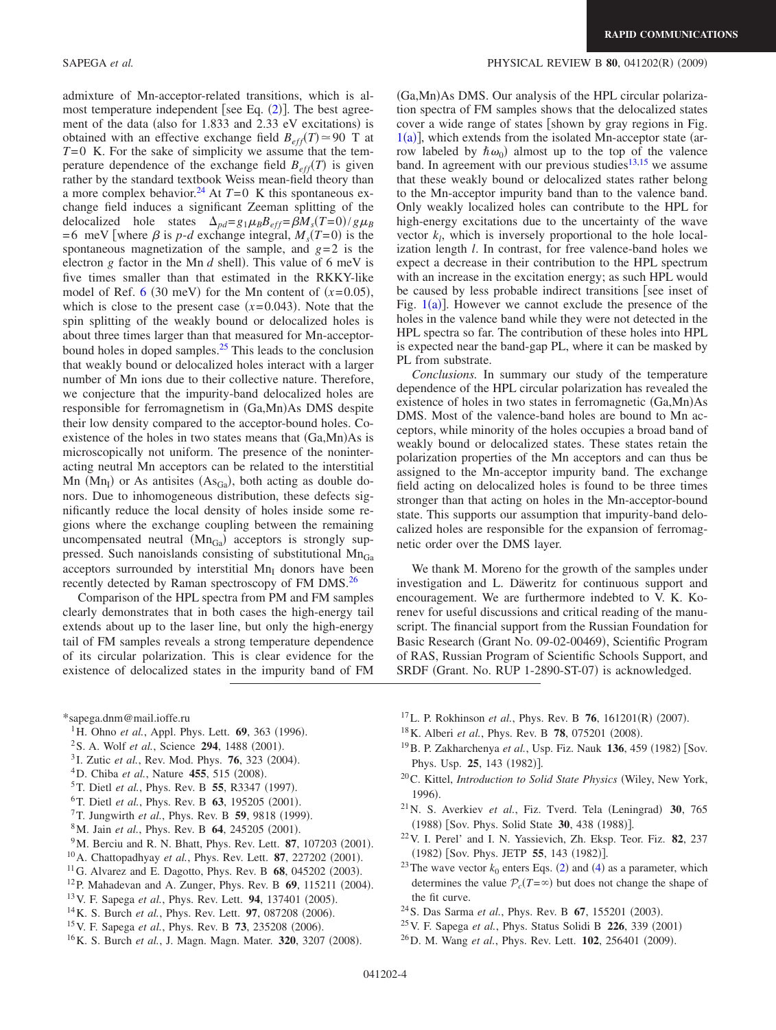admixture of Mn-acceptor-related transitions, which is almost temperature independent [see Eq. (2)]. The best agreement of the data (also for 1.833 and 2.33 eV excitations) is obtained with an effective exchange field $B_{eff}(T) \simeq 90$ T at $T=0$ K. For the sake of simplicity we assume that the temperature dependence of the exchange field $B_{eff}(T)$ is given rather by the standard textbook Weiss mean-field theory than a more complex behavior.[24] At $T=0$ K this spontaneous exchange field induces a significant Zeeman splitting of the delocalized hole states $\Delta_{pd}=g_1\mu_B B_{eff}=\beta M_s(T=0)/g\mu_B =6$ meV [where $\beta$ is $p$-$d$ exchange integral, $M_s(T=0)$ is the spontaneous magnetization of the sample, and $g=2$ is the electron $g$ factor in the Mn $d$ shell). This value of 6 meV is five times smaller than that estimated in the RKKY-like model of Ref. 6 (30 meV) for the Mn content of ($x$=0.05), which is close to the present case ($x$=0.043). Note that the spin splitting of the weakly bound or delocalized holes is about three times larger than that measured for Mn-acceptor-bound holes in doped samples.[25] This leads to the conclusion that weakly bound or delocalized holes interact with a larger number of Mn ions due to their collective nature. Therefore, we conjecture that the impurity-band delocalized holes are responsible for ferromagnetism in (Ga,Mn)As DMS despite their low density compared to the acceptor-bound holes. Coexistence of the holes in two states means that (Ga,Mn)As is microscopically not uniform. The presence of the noninteracting neutral Mn acceptors can be related to the interstitial Mn ($Mn_I$) or As antisites ($As_{Ga}$), both acting as double donors. Due to inhomogeneous distribution, these defects significantly reduce the local density of holes inside some regions where the exchange coupling between the remaining uncompensated neutral ($Mn_{Ga}$) acceptors is strongly suppressed. Such nanoislands consisting of substitutional $Mn_{Ga}$ acceptors surrounded by interstitial $Mn_I$ donors have been recently detected by Raman spectroscopy of FM DMS.[26]

Comparison of the HPL spectra from PM and FM samples clearly demonstrates that in both cases the high-energy tail extends about up to the laser line, but only the high-energy tail of FM samples reveals a strong temperature dependence of its circular polarization. This is clear evidence for the existence of delocalized states in the impurity band of FM (Ga,Mn)As DMS. Our analysis of the HPL circular polarization spectra of FM samples shows that the delocalized states cover a wide range of states [shown by gray regions in Fig. 1(a)], which extends from the isolated Mn-acceptor state (arrow labeled by $\hbar\omega_0$) almost up to the top of the valence band. In agreement with our previous studies[13,15] we assume that these weakly bound or delocalized states rather belong to the Mn-acceptor impurity band than to the valence band. Only weakly localized holes can contribute to the HPL for high-energy excitations due to the uncertainty of the wave vector $k_l$, which is inversely proportional to the hole localization length $l$. In contrast, for free valence-band holes we expect a decrease in their contribution to the HPL spectrum with an increase in the excitation energy; as such HPL would be caused by less probable indirect transitions [see inset of Fig. 1(a)]. However we cannot exclude the presence of the holes in the valence band while they were not detected in the HPL spectra so far. The contribution of these holes into HPL is expected near the band-gap PL, where it can be masked by PL from substrate.

*Conclusions.* In summary our study of the temperature dependence of the HPL circular polarization has revealed the existence of holes in two states in ferromagnetic (Ga,Mn)As DMS. Most of the valence-band holes are bound to Mn acceptors, while minority of the holes occupies a broad band of weakly bound or delocalized states. These states retain the polarization properties of the Mn acceptors and can thus be assigned to the Mn-acceptor impurity band. The exchange field acting on delocalized holes is found to be three times stronger than that acting on holes in the Mn-acceptor-bound state. This supports our assumption that impurity-band delocalized holes are responsible for the expansion of ferromagnetic order over the DMS layer.

We thank M. Moreno for the growth of the samples under investigation and L. Däweritz for continuous support and encouragement. We are furthermore indebted to V. K. Korenev for useful discussions and critical reading of the manuscript. The financial support from the Russian Foundation for Basic Research (Grant No. 09-02-00469), Scientific Program of RAS, Russian Program of Scientific Schools Support, and SRDF (Grant. No. RUP 1-2890-ST-07) is acknowledged.

*sapega.dnm@mail.ioffe.ru

[1] H. Ohno *et al.*, Appl. Phys. Lett. **69**, 363 (1996).
[2] S. A. Wolf *et al.*, Science **294**, 1488 (2001).
[3] I. Zutic *et al.*, Rev. Mod. Phys. **76**, 323 (2004).
[4] D. Chiba *et al.*, Nature **455**, 515 (2008).
[5] T. Dietl *et al.*, Phys. Rev. B **55**, R3347 (1997).
[6] T. Dietl *et al.*, Phys. Rev. B **63**, 195205 (2001).
[7] T. Jungwirth *et al.*, Phys. Rev. B **59**, 9818 (1999).
[8] M. Jain *et al.*, Phys. Rev. B **64**, 245205 (2001).
[9] M. Berciu and R. N. Bhatt, Phys. Rev. Lett. **87**, 107203 (2001).
[10] A. Chattopadhyay *et al.*, Phys. Rev. Lett. **87**, 227202 (2001).
[11] G. Alvarez and E. Dagotto, Phys. Rev. B **68**, 045202 (2003).
[12] P. Mahadevan and A. Zunger, Phys. Rev. B **69**, 115211 (2004).
[13] V. F. Sapega *et al.*, Phys. Rev. Lett. **94**, 137401 (2005).
[14] K. S. Burch *et al.*, Phys. Rev. Lett. **97**, 087208 (2006).
[15] V. F. Sapega *et al.*, Phys. Rev. B **73**, 235208 (2006).
[16] K. S. Burch *et al.*, J. Magn. Magn. Mater. **320**, 3207 (2008).
[17] L. P. Rokhinson *et al.*, Phys. Rev. B **76**, 161201(R) (2007).
[18] K. Alberi *et al.*, Phys. Rev. B **78**, 075201 (2008).
[19] B. P. Zakharchenya *et al.*, Usp. Fiz. Nauk **136**, 459 (1982) [Sov. Phys. Usp. **25**, 143 (1982)].
[20] C. Kittel, *Introduction to Solid State Physics* (Wiley, New York, 1996).
[21] N. S. Averkiev *et al.*, Fiz. Tverd. Tela (Leningrad) **30**, 765 (1988) [Sov. Phys. Solid State **30**, 438 (1988)].
[22] V. I. Perel' and I. N. Yassievich, Zh. Eksp. Teor. Fiz. **82**, 237 (1982) [Sov. Phys. JETP **55**, 143 (1982)].
[23] The wave vector $k_0$ enters Eqs. (2) and (4) as a parameter, which determines the value $\mathcal{P}_c(T=\infty)$ but does not change the shape of the fit curve.
[24] S. Das Sarma *et al.*, Phys. Rev. B **67**, 155201 (2003).
[25] V. F. Sapega *et al.*, Phys. Status Solidi B **226**, 339 (2001)
[26] D. M. Wang *et al.*, Phys. Rev. Lett. **102**, 256401 (2009).